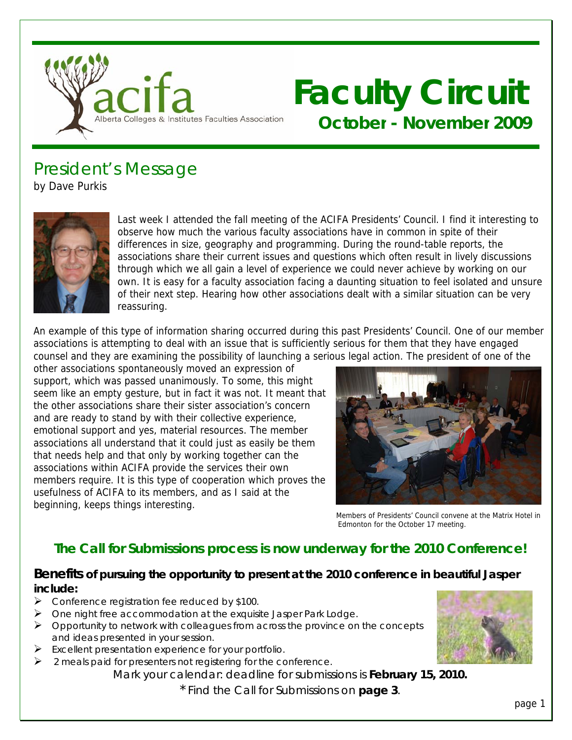acifa

Alberta Colleges & Institutes Faculties Association

# Faculty Circuit

## October - November 2009

## President's Message

by Dave Purkis

Last week I attended the fall meeting of the ACIFA Presidents' Council. I find it interesting to observe how much the various faculty associations have in common in spite of their differences in size, geography and programming. During the round-table reports, the associations share their current issues and questions which often result in lively discussions through which we all gain a level of experience we could never achieve by working on our own. It is easy for a faculty association facing a daunting situation to feel isolated and unsure of their next step. Hearing how other associations dealt with a similar situation can be very reassuring.

An example of this type of information sharing occurred during this past Presidents' Council. One of our member associations is attempting to deal with an issue that is sufficiently serious for them that they have engaged counsel and they are examining the possibility of launching a serious legal action. The president of one of the other associations spontaneously moved an expression of support, which was passed unanimously. To some, this might seem like an empty gesture, but in fact it was not. It meant that the other associations share their sister association's concern and are ready to stand by with their collective experience, emotional support and yes, material resources. The member associations all understand that it could just as easily be them that needs help and that only by working together can the associations within ACIFA provide the services their own members require. It is this type of cooperation which proves the usefulness of ACIFA to its members, and as I said at the beginning, keeps things interesting.

Members of Presidents' Council convene at the Matrix Hotel in Edmonton for the October 17 meeting.

## The Call for Submissions process is now underway for the 2010 Conference!

### Benefits of pursuing the opportunity to present at the 2010 conference in beautiful Jasper include:

- Conference registration fee reduced by $100.
- One night free accommodation at the exquisite Jasper Park Lodge.
- Opportunity to network with colleagues from across the province on the concepts and ideas presented in your session.
- Excellent presentation experience for your portfolio.
- 2 meals paid for presenters not registering for the conference.

Mark your calendar: deadline for submissions is **February 15, 2010.**

*Find the Call for Submissions on **page 3**.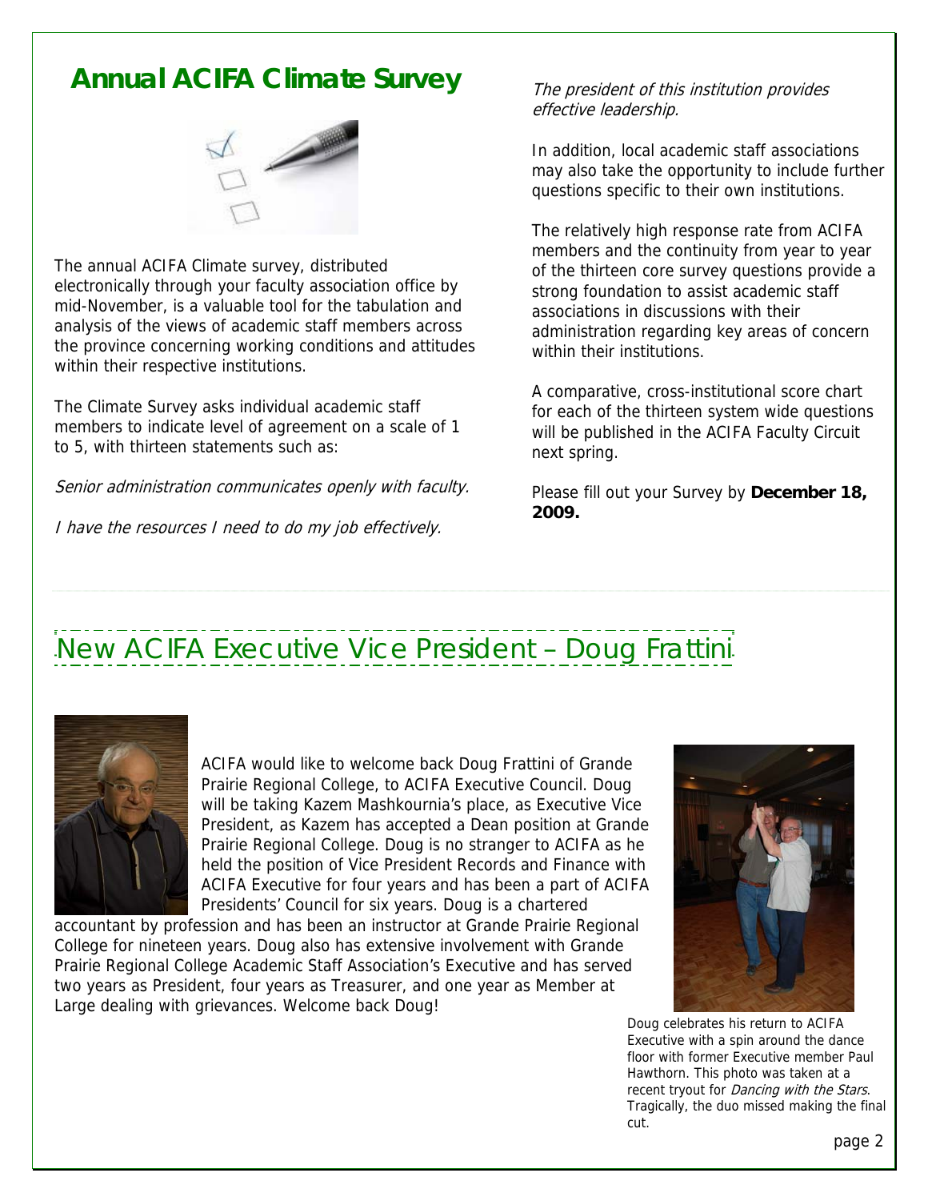## Annual ACIFA Climate Survey

The annual ACIFA Climate survey, distributed electronically through your faculty association office by mid-November, is a valuable tool for the tabulation and analysis of the views of academic staff members across the province concerning working conditions and attitudes within their respective institutions.

The Climate Survey asks individual academic staff members to indicate level of agreement on a scale of 1 to 5, with thirteen statements such as:

*Senior administration communicates openly with faculty.*

*I have the resources I need to do my job effectively.*

*The president of this institution provides effective leadership.*

In addition, local academic staff associations may also take the opportunity to include further questions specific to their own institutions.

The relatively high response rate from ACIFA members and the continuity from year to year of the thirteen core survey questions provide a strong foundation to assist academic staff associations in discussions with their administration regarding key areas of concern within their institutions.

A comparative, cross-institutional score chart for each of the thirteen system wide questions will be published in the ACIFA Faculty Circuit next spring.

Please fill out your Survey by **December 18, 2009.**

## New ACIFA Executive Vice President – Doug Frattini

ACIFA would like to welcome back Doug Frattini of Grande Prairie Regional College, to ACIFA Executive Council. Doug will be taking Kazem Mashkournia's place, as Executive Vice President, as Kazem has accepted a Dean position at Grande Prairie Regional College. Doug is no stranger to ACIFA as he held the position of Vice President Records and Finance with ACIFA Executive for four years and has been a part of ACIFA Presidents' Council for six years. Doug is a chartered accountant by profession and has been an instructor at Grande Prairie Regional College for nineteen years. Doug also has extensive involvement with Grande Prairie Regional College Academic Staff Association's Executive and has served two years as President, four years as Treasurer, and one year as Member at Large dealing with grievances. Welcome back Doug!

Doug celebrates his return to ACIFA Executive with a spin around the dance floor with former Executive member Paul Hawthorn. This photo was taken at a recent tryout for *Dancing with the Stars*. Tragically, the duo missed making the final cut.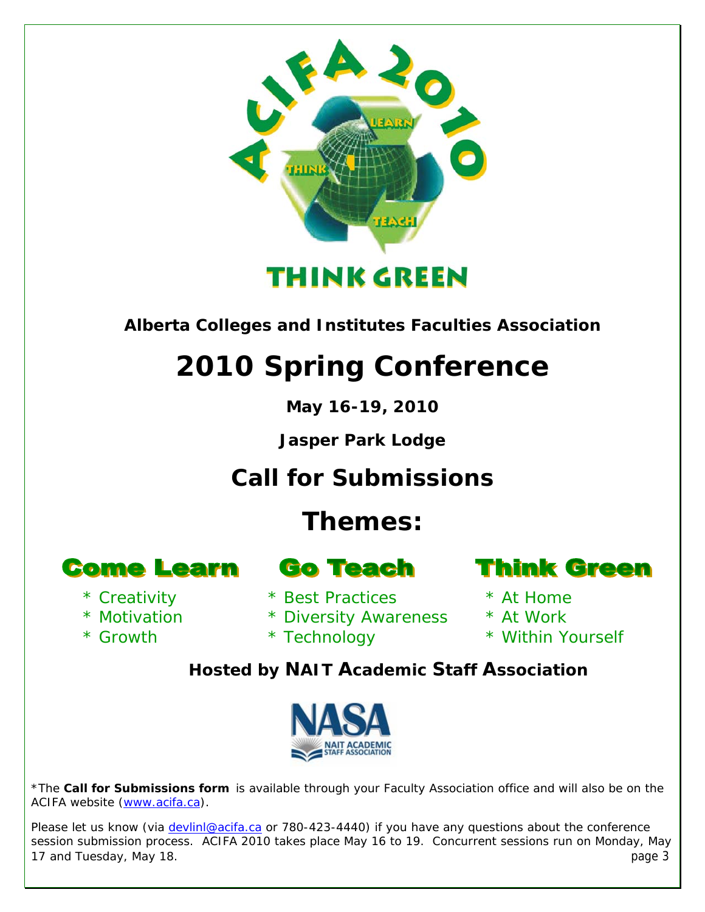# THINK GREEN

**Alberta Colleges and Institutes Faculties Association**

# 2010 Spring Conference

**May 16-19, 2010**

**Jasper Park Lodge**

## Call for Submissions

## Themes:

### Come Learn

* Creativity
* Motivation
* Growth

### Go Teach

* Best Practices
* Diversity Awareness
* Technology

### Think Green

* At Home
* At Work
* Within Yourself

**Hosted by NAIT Academic Staff Association**

NASA
NAIT ACADEMIC STAFF ASSOCIATION

*The **Call for Submissions form** is available through your Faculty Association office and will also be on the ACIFA website (www.acifa.ca).

Please let us know (via devlinl@acifa.ca or 780-423-4440) if you have any questions about the conference session submission process. ACIFA 2010 takes place May 16 to 19. Concurrent sessions run on Monday, May 17 and Tuesday, May 18.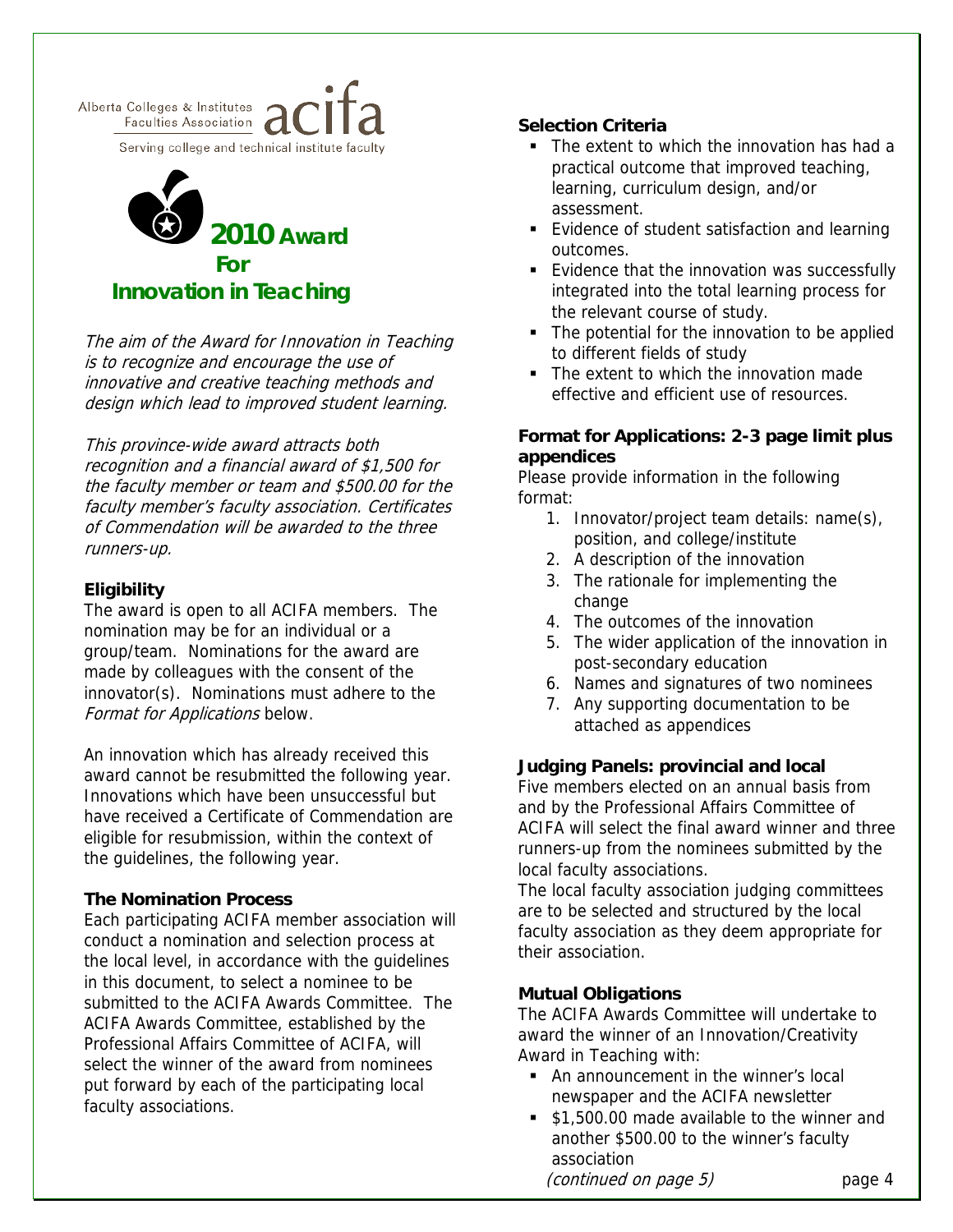Alberta Colleges & Institutes Faculties Association **acifa**

Serving college and technical institute faculty

# 2010 Award For Innovation in Teaching

*The aim of the Award for Innovation in Teaching is to recognize and encourage the use of innovative and creative teaching methods and design which lead to improved student learning.*

*This province-wide award attracts both recognition and a financial award of $1,500 for the faculty member or team and $500.00 for the faculty member's faculty association. Certificates of Commendation will be awarded to the three runners-up.*

### Eligibility

The award is open to all ACIFA members. The nomination may be for an individual or a group/team. Nominations for the award are made by colleagues with the consent of the innovator(s). Nominations must adhere to the *Format for Applications* below.

An innovation which has already received this award cannot be resubmitted the following year. Innovations which have been unsuccessful but have received a Certificate of Commendation are eligible for resubmission, within the context of the guidelines, the following year.

### The Nomination Process

Each participating ACIFA member association will conduct a nomination and selection process at the local level, in accordance with the guidelines in this document, to select a nominee to be submitted to the ACIFA Awards Committee. The ACIFA Awards Committee, established by the Professional Affairs Committee of ACIFA, will select the winner of the award from nominees put forward by each of the participating local faculty associations.

### Selection Criteria

- The extent to which the innovation has had a practical outcome that improved teaching, learning, curriculum design, and/or assessment.
- Evidence of student satisfaction and learning outcomes.
- Evidence that the innovation was successfully integrated into the total learning process for the relevant course of study.
- The potential for the innovation to be applied to different fields of study
- The extent to which the innovation made effective and efficient use of resources.

### Format for Applications: 2-3 page limit plus appendices

Please provide information in the following format:

1. Innovator/project team details: name(s), position, and college/institute
2. A description of the innovation
3. The rationale for implementing the change
4. The outcomes of the innovation
5. The wider application of the innovation in post-secondary education
6. Names and signatures of two nominees
7. Any supporting documentation to be attached as appendices

### Judging Panels: provincial and local

Five members elected on an annual basis from and by the Professional Affairs Committee of ACIFA will select the final award winner and three runners-up from the nominees submitted by the local faculty associations.

The local faculty association judging committees are to be selected and structured by the local faculty association as they deem appropriate for their association.

### Mutual Obligations

The ACIFA Awards Committee will undertake to award the winner of an Innovation/Creativity Award in Teaching with:

- An announcement in the winner's local newspaper and the ACIFA newsletter
- $1,500.00 made available to the winner and another $500.00 to the winner's faculty association

*(continued on page 5)*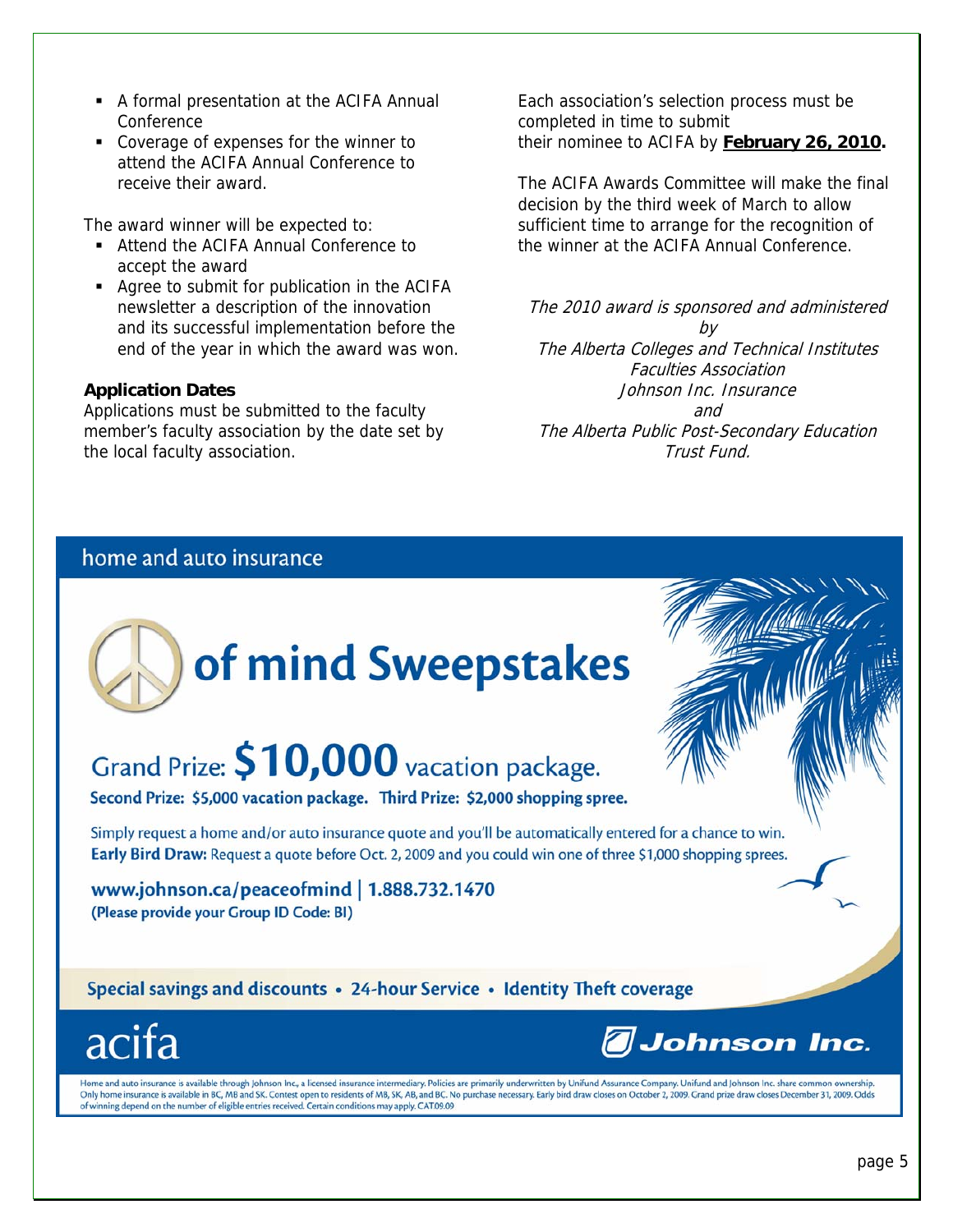- A formal presentation at the ACIFA Annual Conference
- Coverage of expenses for the winner to attend the ACIFA Annual Conference to receive their award.

The award winner will be expected to:

- Attend the ACIFA Annual Conference to accept the award
- Agree to submit for publication in the ACIFA newsletter a description of the innovation and its successful implementation before the end of the year in which the award was won.

**Application Dates**

Applications must be submitted to the faculty member's faculty association by the date set by the local faculty association.

Each association's selection process must be completed in time to submit their nominee to ACIFA by **February 26, 2010.**

The ACIFA Awards Committee will make the final decision by the third week of March to allow sufficient time to arrange for the recognition of the winner at the ACIFA Annual Conference.

*The 2010 award is sponsored and administered by The Alberta Colleges and Technical Institutes Faculties Association Johnson Inc. Insurance and The Alberta Public Post-Secondary Education Trust Fund.*

---

home and auto insurance

# of mind Sweepstakes

## Grand Prize: $10,000 vacation package.

**Second Prize: $5,000 vacation package. Third Prize: $2,000 shopping spree.**

Simply request a home and/or auto insurance quote and you'll be automatically entered for a chance to win.
**Early Bird Draw:** Request a quote before Oct. 2, 2009 and you could win one of three $1,000 shopping sprees.

**www.johnson.ca/peaceofmind | 1.888.732.1470**
**(Please provide your Group ID Code: BI)**

**Special savings and discounts • 24-hour Service • Identity Theft coverage**

acifa

Johnson Inc.

Home and auto insurance is available through Johnson Inc., a licensed insurance intermediary. Policies are primarily underwritten by Unifund Assurance Company. Unifund and Johnson Inc. share common ownership. Only home insurance is available in BC, MB and SK. Contest open to residents of MB, SK, AB, and BC. No purchase necessary. Early bird draw closes on October 2, 2009. Grand prize draw closes December 31, 2009. Odds of winning depend on the number of eligible entries received. Certain conditions may apply. CAT09.09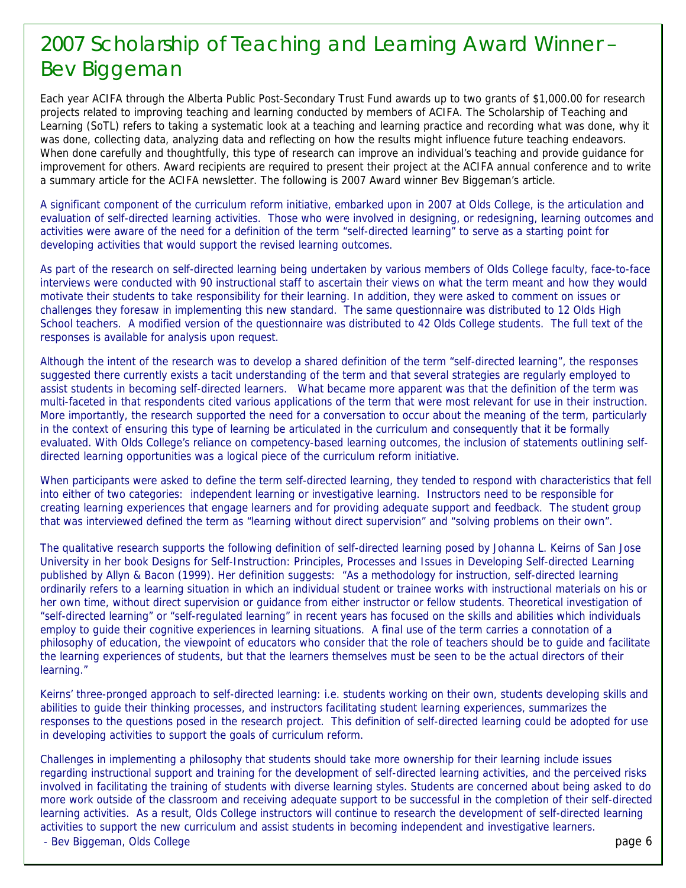# 2007 Scholarship of Teaching and Learning Award Winner – Bev Biggeman

Each year ACIFA through the Alberta Public Post-Secondary Trust Fund awards up to two grants of $1,000.00 for research projects related to improving teaching and learning conducted by members of ACIFA. The Scholarship of Teaching and Learning (SoTL) refers to taking a systematic look at a teaching and learning practice and recording what was done, why it was done, collecting data, analyzing data and reflecting on how the results might influence future teaching endeavors. When done carefully and thoughtfully, this type of research can improve an individual's teaching and provide guidance for improvement for others. Award recipients are required to present their project at the ACIFA annual conference and to write a summary article for the ACIFA newsletter. The following is 2007 Award winner Bev Biggeman's article.

A significant component of the curriculum reform initiative, embarked upon in 2007 at Olds College, is the articulation and evaluation of self-directed learning activities. Those who were involved in designing, or redesigning, learning outcomes and activities were aware of the need for a definition of the term "self-directed learning" to serve as a starting point for developing activities that would support the revised learning outcomes.

As part of the research on self-directed learning being undertaken by various members of Olds College faculty, face-to-face interviews were conducted with 90 instructional staff to ascertain their views on what the term meant and how they would motivate their students to take responsibility for their learning. In addition, they were asked to comment on issues or challenges they foresaw in implementing this new standard. The same questionnaire was distributed to 12 Olds High School teachers. A modified version of the questionnaire was distributed to 42 Olds College students. The full text of the responses is available for analysis upon request.

Although the intent of the research was to develop a shared definition of the term "self-directed learning", the responses suggested there currently exists a tacit understanding of the term and that several strategies are regularly employed to assist students in becoming self-directed learners. What became more apparent was that the definition of the term was multi-faceted in that respondents cited various applications of the term that were most relevant for use in their instruction. More importantly, the research supported the need for a conversation to occur about the meaning of the term, particularly in the context of ensuring this type of learning be articulated in the curriculum and consequently that it be formally evaluated. With Olds College's reliance on competency-based learning outcomes, the inclusion of statements outlining self-directed learning opportunities was a logical piece of the curriculum reform initiative.

When participants were asked to define the term self-directed learning, they tended to respond with characteristics that fell into either of two categories: independent learning or investigative learning. Instructors need to be responsible for creating learning experiences that engage learners and for providing adequate support and feedback. The student group that was interviewed defined the term as "learning without direct supervision" and "solving problems on their own".

The qualitative research supports the following definition of self-directed learning posed by Johanna L. Keirns of San Jose University in her book Designs for Self-Instruction: Principles, Processes and Issues in Developing Self-directed Learning published by Allyn & Bacon (1999). Her definition suggests: "As a methodology for instruction, self-directed learning ordinarily refers to a learning situation in which an individual student or trainee works with instructional materials on his or her own time, without direct supervision or guidance from either instructor or fellow students. Theoretical investigation of "self-directed learning" or "self-regulated learning" in recent years has focused on the skills and abilities which individuals employ to guide their cognitive experiences in learning situations. A final use of the term carries a connotation of a philosophy of education, the viewpoint of educators who consider that the role of teachers should be to guide and facilitate the learning experiences of students, but that the learners themselves must be seen to be the actual directors of their learning."

Keirns' three-pronged approach to self-directed learning: i.e. students working on their own, students developing skills and abilities to guide their thinking processes, and instructors facilitating student learning experiences, summarizes the responses to the questions posed in the research project. This definition of self-directed learning could be adopted for use in developing activities to support the goals of curriculum reform.

Challenges in implementing a philosophy that students should take more ownership for their learning include issues regarding instructional support and training for the development of self-directed learning activities, and the perceived risks involved in facilitating the training of students with diverse learning styles. Students are concerned about being asked to do more work outside of the classroom and receiving adequate support to be successful in the completion of their self-directed learning activities. As a result, Olds College instructors will continue to research the development of self-directed learning activities to support the new curriculum and assist students in becoming independent and investigative learners.

- Bev Biggeman, Olds College